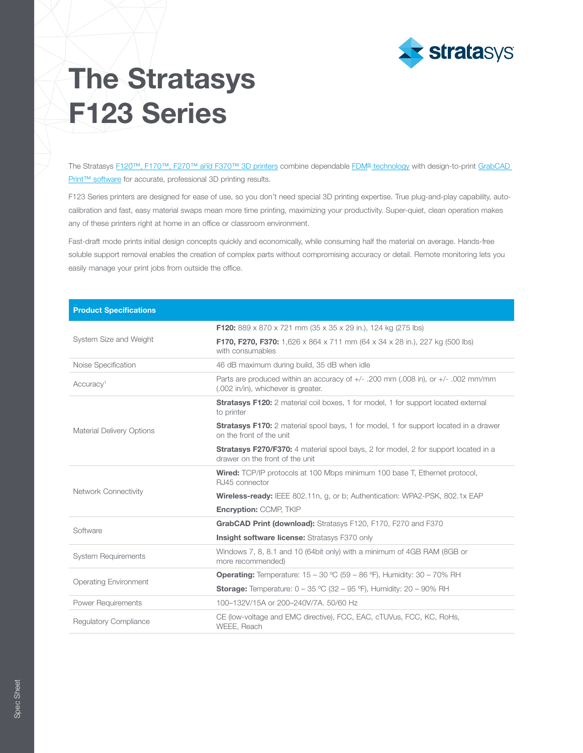# The Stratasys F123 Series

The Stratasys F120™, F170™, F270™ and F370™ 3D printers combine dependable FDM® technology with design-to-print GrabCAD Print™ software for accurate, professional 3D printing results.

F123 Series printers are designed for ease of use, so you don't need special 3D printing expertise. True plug-and-play capability, auto-calibration and fast, easy material swaps mean more time printing, maximizing your productivity. Super-quiet, clean operation makes any of these printers right at home in an office or classroom environment.

Fast-draft mode prints initial design concepts quickly and economically, while consuming half the material on average. Hands-free soluble support removal enables the creation of complex parts without compromising accuracy or detail. Remote monitoring lets you easily manage your print jobs from outside the office.

| Product Specifications | |
|---|---|
| System Size and Weight | **F120:** 889 x 870 x 721 mm (35 x 35 x 29 in.), 124 kg (275 lbs)<br>**F170, F270, F370:** 1,626 x 864 x 711 mm (64 x 34 x 28 in.), 227 kg (500 lbs) with consumables |
| Noise Specification | 46 dB maximum during build, 35 dB when idle |
| Accuracy[1] | Parts are produced within an accuracy of +/- .200 mm (.008 in), or +/- .002 mm/mm (.002 in/in), whichever is greater. |
| Material Delivery Options | **Stratasys F120:** 2 material coil boxes, 1 for model, 1 for support located external to printer<br>**Stratasys F170:** 2 material spool bays, 1 for model, 1 for support located in a drawer on the front of the unit<br>**Stratasys F270/F370:** 4 material spool bays, 2 for model, 2 for support located in a drawer on the front of the unit |
| Network Connectivity | **Wired:** TCP/IP protocols at 100 Mbps minimum 100 base T, Ethernet protocol, RJ45 connector<br>**Wireless-ready:** IEEE 802.11n, g, or b; Authentication: WPA2-PSK, 802.1x EAP<br>**Encryption:** CCMP, TKIP |
| Software | **GrabCAD Print (download):** Stratasys F120, F170, F270 and F370<br>**Insight software license:** Stratasys F370 only |
| System Requirements | Windows 7, 8, 8.1 and 10 (64bit only) with a minimum of 4GB RAM (8GB or more recommended) |
| Operating Environment | **Operating:** Temperature: 15 – 30 °C (59 – 86 °F), Humidity: 30 – 70% RH<br>**Storage:** Temperature: 0 – 35 °C (32 – 95 °F), Humidity: 20 – 90% RH |
| Power Requirements | 100–132V/15A or 200–240V/7A. 50/60 Hz |
| Regulatory Compliance | CE (low-voltage and EMC directive), FCC, EAC, cTUVus, FCC, KC, RoHs, WEEE, Reach |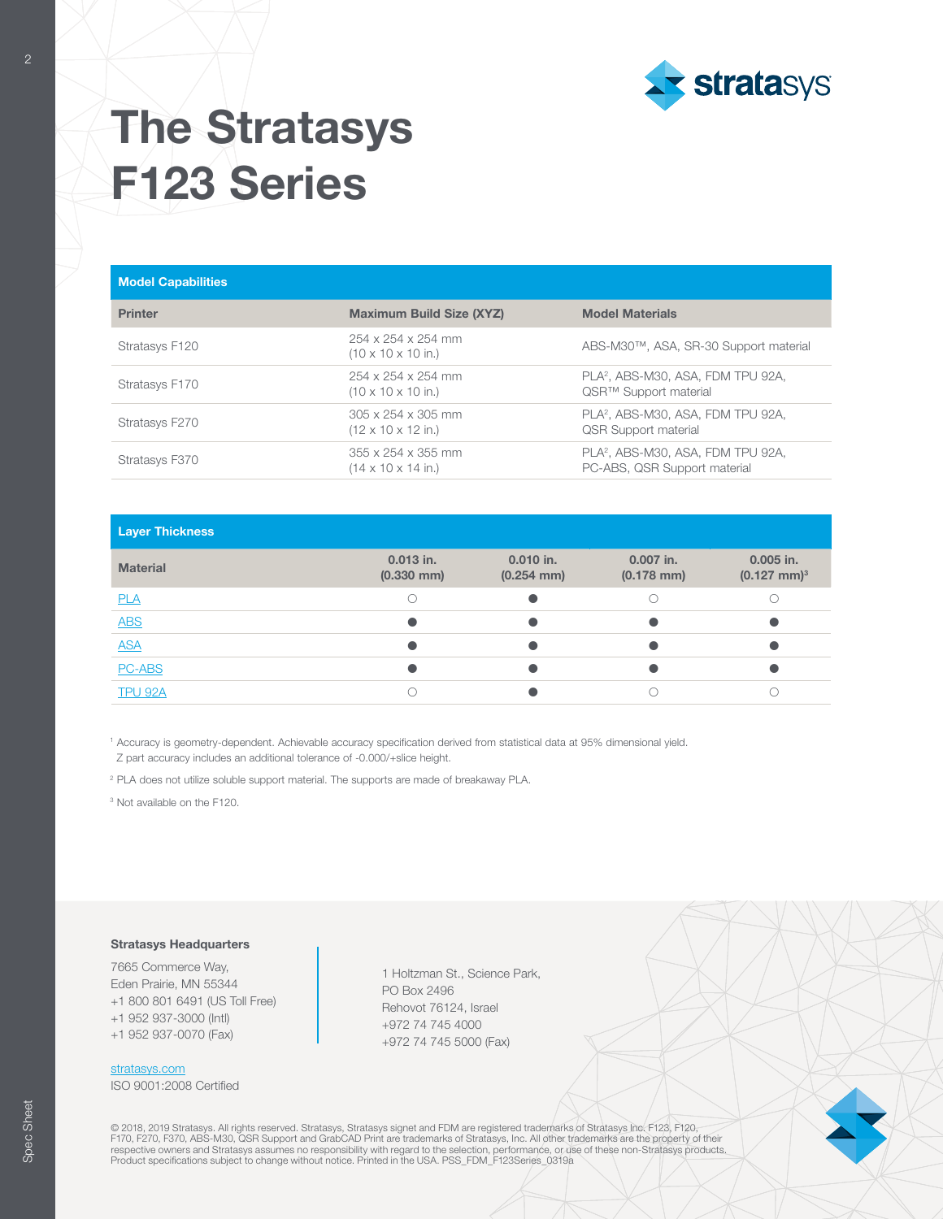# The Stratasys F123 Series

**Model Capabilities**

| Printer | Maximum Build Size (XYZ) | Model Materials |
|---|---|---|
| Stratasys F120 | 254 x 254 x 254 mm (10 x 10 x 10 in.) | ABS-M30™, ASA, SR-30 Support material |
| Stratasys F170 | 254 x 254 x 254 mm (10 x 10 x 10 in.) | PLA[2], ABS-M30, ASA, FDM TPU 92A, QSR™ Support material |
| Stratasys F270 | 305 x 254 x 305 mm (12 x 10 x 12 in.) | PLA[2], ABS-M30, ASA, FDM TPU 92A, QSR Support material |
| Stratasys F370 | 355 x 254 x 355 mm (14 x 10 x 14 in.) | PLA[2], ABS-M30, ASA, FDM TPU 92A, PC-ABS, QSR Support material |

**Layer Thickness**

| Material | 0.013 in. (0.330 mm) | 0.010 in. (0.254 mm) | 0.007 in. (0.178 mm) | 0.005 in. (0.127 mm)[3] |
|---|---|---|---|---|
| PLA | ○ | ● | ○ | ○ |
| ABS | ● | ● | ● | ● |
| ASA | ● | ● | ● | ● |
| PC-ABS | ● | ● | ● | ● |
| TPU 92A | ○ | ● | ○ | ○ |

[1] Accuracy is geometry-dependent. Achievable accuracy specification derived from statistical data at 95% dimensional yield. Z part accuracy includes an additional tolerance of -0.000/+slice height.

[2] PLA does not utilize soluble support material. The supports are made of breakaway PLA.

[3] Not available on the F120.

**Stratasys Headquarters**

7665 Commerce Way,
Eden Prairie, MN 55344
+1 800 801 6491 (US Toll Free)
+1 952 937-3000 (Intl)
+1 952 937-0070 (Fax)

1 Holtzman St., Science Park,
PO Box 2496
Rehovot 76124, Israel
+972 74 745 4000
+972 74 745 5000 (Fax)

stratasys.com
ISO 9001:2008 Certified

© 2018, 2019 Stratasys. All rights reserved. Stratasys, Stratasys signet and FDM are registered trademarks of Stratasys Inc. F123, F120, F170, F270, F370, ABS-M30, QSR Support and GrabCAD Print are trademarks of Stratasys, Inc. All other trademarks are the property of their respective owners and Stratasys assumes no responsibility with regard to the selection, performance, or use of these non-Stratasys products. Product specifications subject to change without notice. Printed in the USA. PSS_FDM_F123Series_0319a